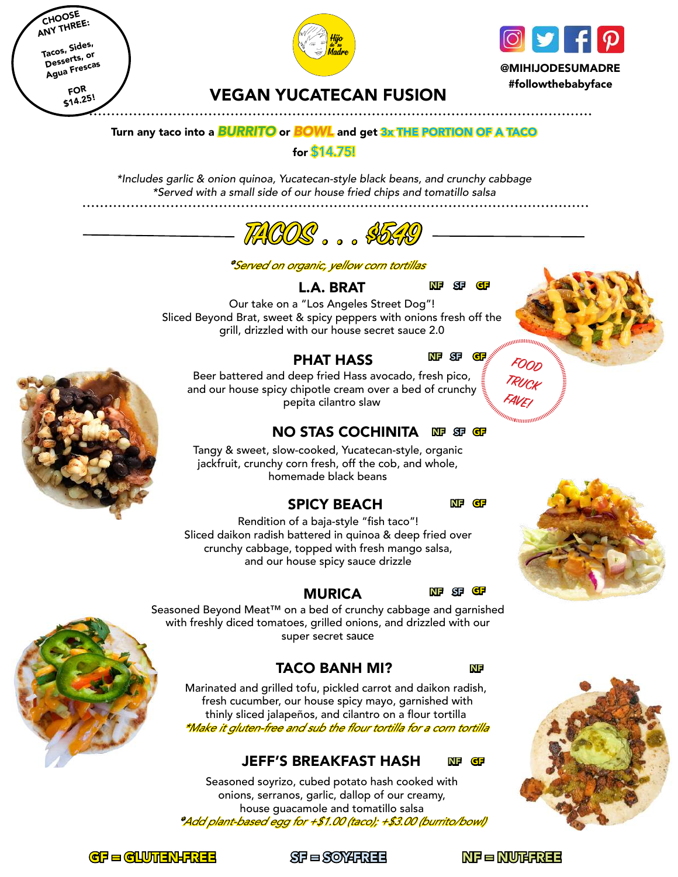CHOOSE ANY THREE:

Tacos, Sides, Desserts, or Agua Frescas

FOR $14.25!

Hijo de su Madre

# VEGAN YUCATECAN FUSION

@MIHIJODESUMADRE
#followthebabyface

**Turn any taco into a BURRITO or BOWL and get 3x THE PORTION OF A TACO for $14.75!**

*\*Includes garlic & onion quinoa, Yucatecan-style black beans, and crunchy cabbage*
*\*Served with a small side of our house fried chips and tomatillo salsa*

## TACOS . . . $5.49

*\*Served on organic, yellow corn tortillas*

### L.A. BRAT NF SF GF

Our take on a "Los Angeles Street Dog"!
Sliced Beyond Brat, sweet & spicy peppers with onions fresh off the grill, drizzled with our house secret sauce 2.0

### PHAT HASS NF SF GF

FOOD TRUCK FAVE!

Beer battered and deep fried Hass avocado, fresh pico, and our house spicy chipotle cream over a bed of crunchy pepita cilantro slaw

### NO STAS COCHINITA NF SF GF

Tangy & sweet, slow-cooked, Yucatecan-style, organic jackfruit, crunchy corn fresh, off the cob, and whole, homemade black beans

### SPICY BEACH NF GF

Rendition of a baja-style "fish taco"!
Sliced daikon radish battered in quinoa & deep fried over crunchy cabbage, topped with fresh mango salsa, and our house spicy sauce drizzle

### MURICA NF SF GF

Seasoned Beyond Meat™ on a bed of crunchy cabbage and garnished with freshly diced tomatoes, grilled onions, and drizzled with our super secret sauce

### TACO BANH MI? NF

Marinated and grilled tofu, pickled carrot and daikon radish, fresh cucumber, our house spicy mayo, garnished with thinly sliced jalapeños, and cilantro on a flour tortilla
*\*Make it gluten-free and sub the flour tortilla for a corn tortilla*

### JEFF'S BREAKFAST HASH NF GF

Seasoned soyrizo, cubed potato hash cooked with onions, serranos, garlic, dallop of our creamy, house guacamole and tomatillo salsa
*\*Add plant-based egg for +$1.00 (taco); +$3.00 (burrito/bowl)*

GF = GLUTEN-FREE SF = SOY-FREE NF = NUT-FREE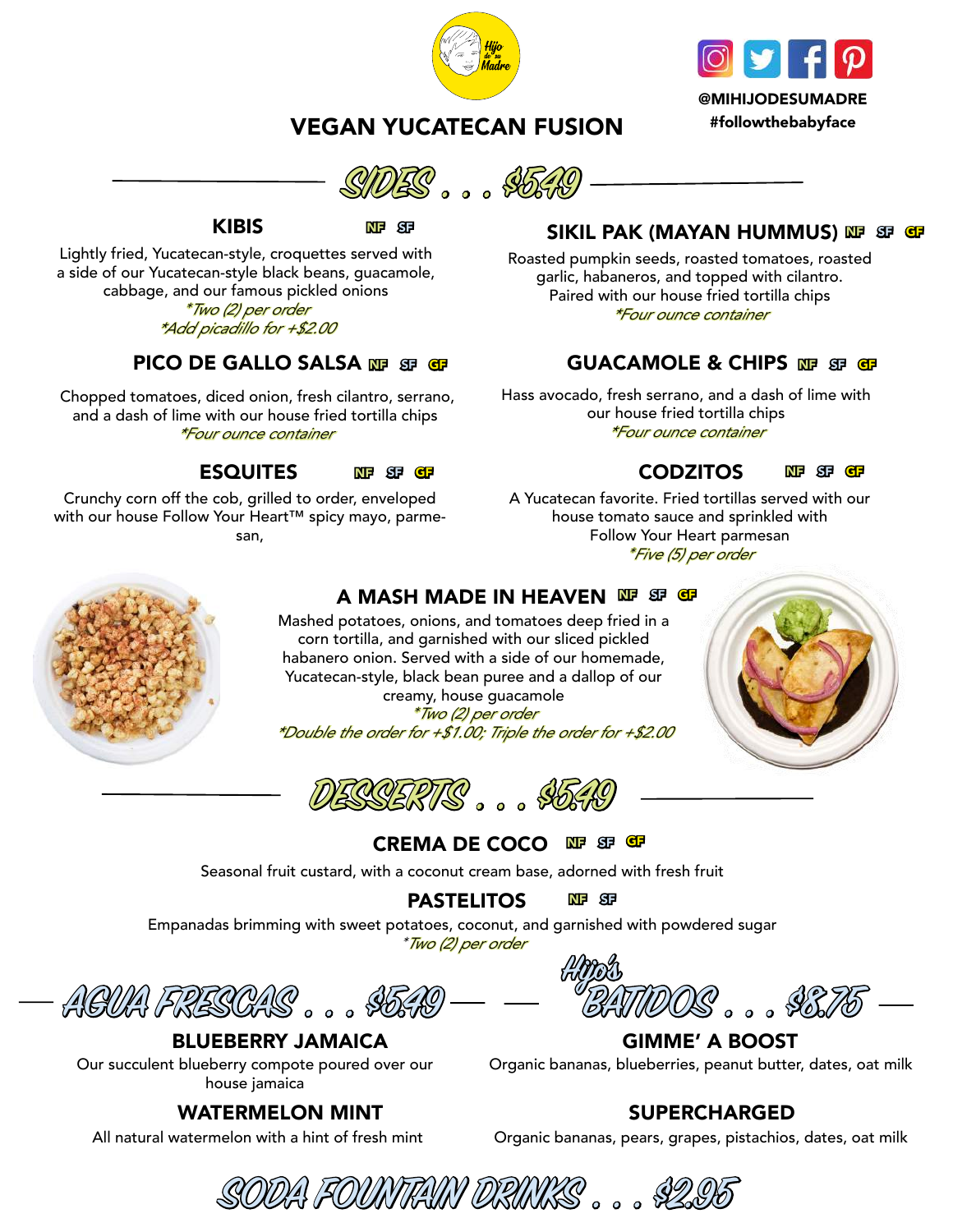@MIHIJODESUMADRE
#followthebabyface

# VEGAN YUCATECAN FUSION

## SIDES . . . $5.49

### KIBIS NF SF

Lightly fried, Yucatecan-style, croquettes served with a side of our Yucatecan-style black beans, guacamole, cabbage, and our famous pickled onions
*\*Two (2) per order*
*\*Add picadillo for +$2.00*

### SIKIL PAK (MAYAN HUMMUS) NF SF GF

Roasted pumpkin seeds, roasted tomatoes, roasted garlic, habaneros, and topped with cilantro. Paired with our house fried tortilla chips
*\*Four ounce container*

### PICO DE GALLO SALSA NF SF GF

Chopped tomatoes, diced onion, fresh cilantro, serrano, and a dash of lime with our house fried tortilla chips
*\*Four ounce container*

### GUACAMOLE & CHIPS NF SF GF

Hass avocado, fresh serrano, and a dash of lime with our house fried tortilla chips
*\*Four ounce container*

### ESQUITES NF SF GF

Crunchy corn off the cob, grilled to order, enveloped with our house Follow Your Heart™ spicy mayo, parmesan,

### CODZITOS NF SF GF

A Yucatecan favorite. Fried tortillas served with our house tomato sauce and sprinkled with Follow Your Heart parmesan
*\*Five (5) per order*

### A MASH MADE IN HEAVEN NF SF GF

Mashed potatoes, onions, and tomatoes deep fried in a corn tortilla, and garnished with our sliced pickled habanero onion. Served with a side of our homemade, Yucatecan-style, black bean puree and a dallop of our creamy, house guacamole
*\*Two (2) per order*
*\*Double the order for +$1.00; Triple the order for +$2.00*

## DESSERTS . . . $5.49

### CREMA DE COCO NF SF GF

Seasonal fruit custard, with a coconut cream base, adorned with fresh fruit

### PASTELITOS NF SF

Empanadas brimming with sweet potatoes, coconut, and garnished with powdered sugar
*\*Two (2) per order*

## AGUA FRESCAS . . . $5.49

### BLUEBERRY JAMAICA

Our succulent blueberry compote poured over our house jamaica

### WATERMELON MINT

All natural watermelon with a hint of fresh mint

## Hijo's BATIDOS . . . $8.75

### GIMME' A BOOST

Organic bananas, blueberries, peanut butter, dates, oat milk

### SUPERCHARGED

Organic bananas, pears, grapes, pistachios, dates, oat milk

## SODA FOUNTAIN DRINKS . . . $2.95